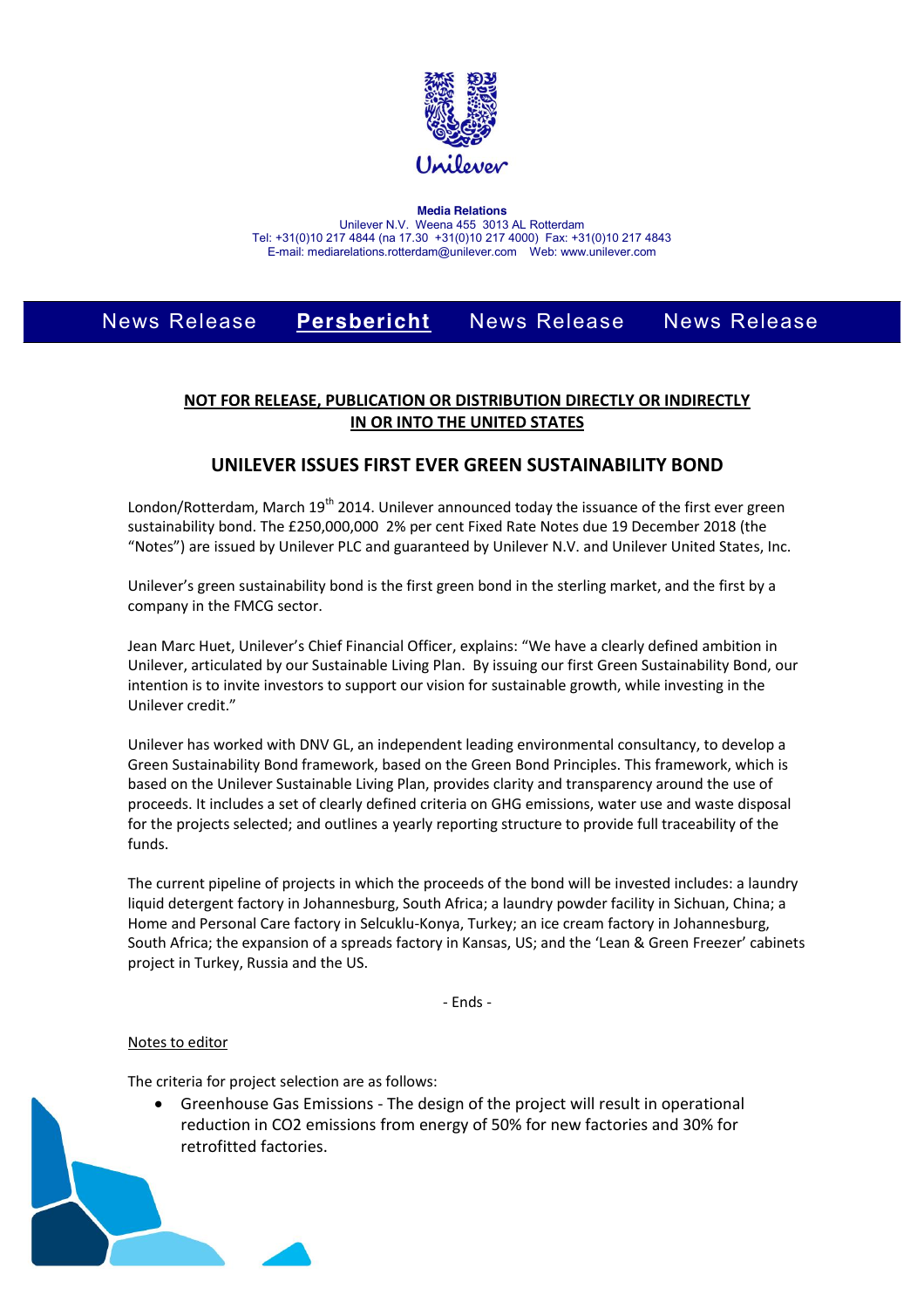**Media Relations**
Unilever N.V. Weena 455 3013 AL Rotterdam
Tel: +31(0)10 217 4844 (na 17.30 +31(0)10 217 4000) Fax: +31(0)10 217 4843
E-mail: mediarelations.rotterdam@unilever.com Web: www.unilever.com

News Release **Persbericht** News Release News Release

**NOT FOR RELEASE, PUBLICATION OR DISTRIBUTION DIRECTLY OR INDIRECTLY IN OR INTO THE UNITED STATES**

## UNILEVER ISSUES FIRST EVER GREEN SUSTAINABILITY BOND

London/Rotterdam, March 19th 2014. Unilever announced today the issuance of the first ever green sustainability bond. The £250,000,000 2% per cent Fixed Rate Notes due 19 December 2018 (the "Notes") are issued by Unilever PLC and guaranteed by Unilever N.V. and Unilever United States, Inc.

Unilever's green sustainability bond is the first green bond in the sterling market, and the first by a company in the FMCG sector.

Jean Marc Huet, Unilever's Chief Financial Officer, explains: "We have a clearly defined ambition in Unilever, articulated by our Sustainable Living Plan. By issuing our first Green Sustainability Bond, our intention is to invite investors to support our vision for sustainable growth, while investing in the Unilever credit."

Unilever has worked with DNV GL, an independent leading environmental consultancy, to develop a Green Sustainability Bond framework, based on the Green Bond Principles. This framework, which is based on the Unilever Sustainable Living Plan, provides clarity and transparency around the use of proceeds. It includes a set of clearly defined criteria on GHG emissions, water use and waste disposal for the projects selected; and outlines a yearly reporting structure to provide full traceability of the funds.

The current pipeline of projects in which the proceeds of the bond will be invested includes: a laundry liquid detergent factory in Johannesburg, South Africa; a laundry powder facility in Sichuan, China; a Home and Personal Care factory in Selcuklu-Konya, Turkey; an ice cream factory in Johannesburg, South Africa; the expansion of a spreads factory in Kansas, US; and the 'Lean & Green Freezer' cabinets project in Turkey, Russia and the US.

- Ends -

Notes to editor

The criteria for project selection are as follows:

- Greenhouse Gas Emissions - The design of the project will result in operational reduction in $CO_2$ emissions from energy of 50% for new factories and 30% for retrofitted factories.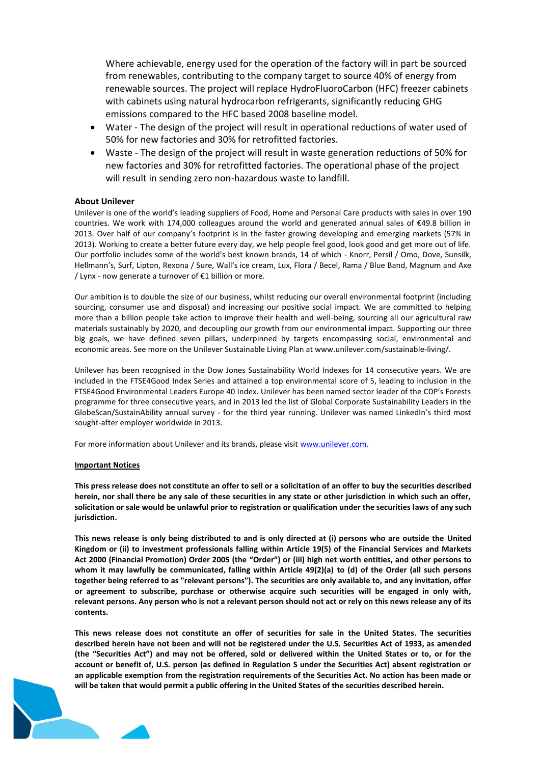Where achievable, energy used for the operation of the factory will in part be sourced from renewables, contributing to the company target to source 40% of energy from renewable sources. The project will replace HydroFluoroCarbon (HFC) freezer cabinets with cabinets using natural hydrocarbon refrigerants, significantly reducing GHG emissions compared to the HFC based 2008 baseline model.

- Water - The design of the project will result in operational reductions of water used of 50% for new factories and 30% for retrofitted factories.
- Waste - The design of the project will result in waste generation reductions of 50% for new factories and 30% for retrofitted factories. The operational phase of the project will result in sending zero non-hazardous waste to landfill.

**About Unilever**

Unilever is one of the world's leading suppliers of Food, Home and Personal Care products with sales in over 190 countries. We work with 174,000 colleagues around the world and generated annual sales of €49.8 billion in 2013. Over half of our company's footprint is in the faster growing developing and emerging markets (57% in 2013). Working to create a better future every day, we help people feel good, look good and get more out of life. Our portfolio includes some of the world's best known brands, 14 of which - Knorr, Persil / Omo, Dove, Sunsilk, Hellmann's, Surf, Lipton, Rexona / Sure, Wall's ice cream, Lux, Flora / Becel, Rama / Blue Band, Magnum and Axe / Lynx - now generate a turnover of €1 billion or more.

Our ambition is to double the size of our business, whilst reducing our overall environmental footprint (including sourcing, consumer use and disposal) and increasing our positive social impact. We are committed to helping more than a billion people take action to improve their health and well-being, sourcing all our agricultural raw materials sustainably by 2020, and decoupling our growth from our environmental impact. Supporting our three big goals, we have defined seven pillars, underpinned by targets encompassing social, environmental and economic areas. See more on the Unilever Sustainable Living Plan at www.unilever.com/sustainable-living/.

Unilever has been recognised in the Dow Jones Sustainability World Indexes for 14 consecutive years. We are included in the FTSE4Good Index Series and attained a top environmental score of 5, leading to inclusion in the FTSE4Good Environmental Leaders Europe 40 Index. Unilever has been named sector leader of the CDP's Forests programme for three consecutive years, and in 2013 led the list of Global Corporate Sustainability Leaders in the GlobeScan/SustainAbility annual survey - for the third year running. Unilever was named LinkedIn's third most sought-after employer worldwide in 2013.

For more information about Unilever and its brands, please visit www.unilever.com.

**Important Notices**

**This press release does not constitute an offer to sell or a solicitation of an offer to buy the securities described herein, nor shall there be any sale of these securities in any state or other jurisdiction in which such an offer, solicitation or sale would be unlawful prior to registration or qualification under the securities laws of any such jurisdiction.**

**This news release is only being distributed to and is only directed at (i) persons who are outside the United Kingdom or (ii) to investment professionals falling within Article 19(5) of the Financial Services and Markets Act 2000 (Financial Promotion) Order 2005 (the "Order") or (iii) high net worth entities, and other persons to whom it may lawfully be communicated, falling within Article 49(2)(a) to (d) of the Order (all such persons together being referred to as "relevant persons"). The securities are only available to, and any invitation, offer or agreement to subscribe, purchase or otherwise acquire such securities will be engaged in only with, relevant persons. Any person who is not a relevant person should not act or rely on this news release any of its contents.**

**This news release does not constitute an offer of securities for sale in the United States. The securities described herein have not been and will not be registered under the U.S. Securities Act of 1933, as amended (the "Securities Act") and may not be offered, sold or delivered within the United States or to, or for the account or benefit of, U.S. person (as defined in Regulation S under the Securities Act) absent registration or an applicable exemption from the registration requirements of the Securities Act. No action has been made or will be taken that would permit a public offering in the United States of the securities described herein.**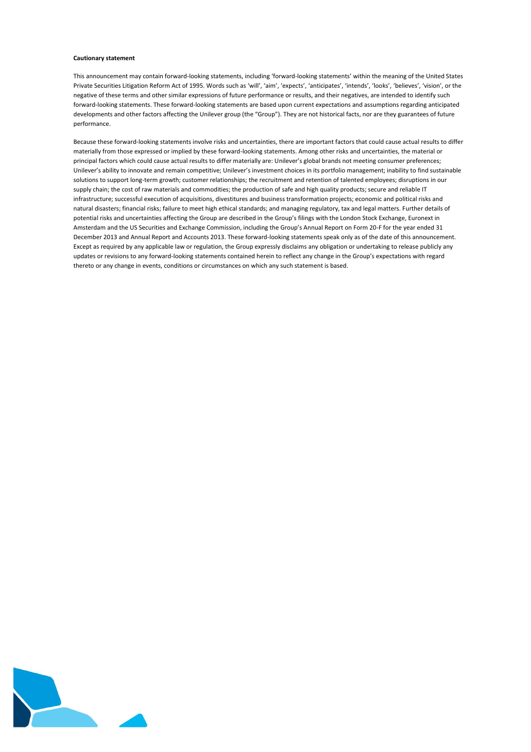**Cautionary statement**

This announcement may contain forward-looking statements, including 'forward-looking statements' within the meaning of the United States Private Securities Litigation Reform Act of 1995. Words such as 'will', 'aim', 'expects', 'anticipates', 'intends', 'looks', 'believes', 'vision', or the negative of these terms and other similar expressions of future performance or results, and their negatives, are intended to identify such forward-looking statements. These forward-looking statements are based upon current expectations and assumptions regarding anticipated developments and other factors affecting the Unilever group (the "Group"). They are not historical facts, nor are they guarantees of future performance.

Because these forward-looking statements involve risks and uncertainties, there are important factors that could cause actual results to differ materially from those expressed or implied by these forward-looking statements. Among other risks and uncertainties, the material or principal factors which could cause actual results to differ materially are: Unilever's global brands not meeting consumer preferences; Unilever's ability to innovate and remain competitive; Unilever's investment choices in its portfolio management; inability to find sustainable solutions to support long-term growth; customer relationships; the recruitment and retention of talented employees; disruptions in our supply chain; the cost of raw materials and commodities; the production of safe and high quality products; secure and reliable IT infrastructure; successful execution of acquisitions, divestitures and business transformation projects; economic and political risks and natural disasters; financial risks; failure to meet high ethical standards; and managing regulatory, tax and legal matters. Further details of potential risks and uncertainties affecting the Group are described in the Group's filings with the London Stock Exchange, Euronext in Amsterdam and the US Securities and Exchange Commission, including the Group's Annual Report on Form 20-F for the year ended 31 December 2013 and Annual Report and Accounts 2013. These forward-looking statements speak only as of the date of this announcement. Except as required by any applicable law or regulation, the Group expressly disclaims any obligation or undertaking to release publicly any updates or revisions to any forward-looking statements contained herein to reflect any change in the Group's expectations with regard thereto or any change in events, conditions or circumstances on which any such statement is based.